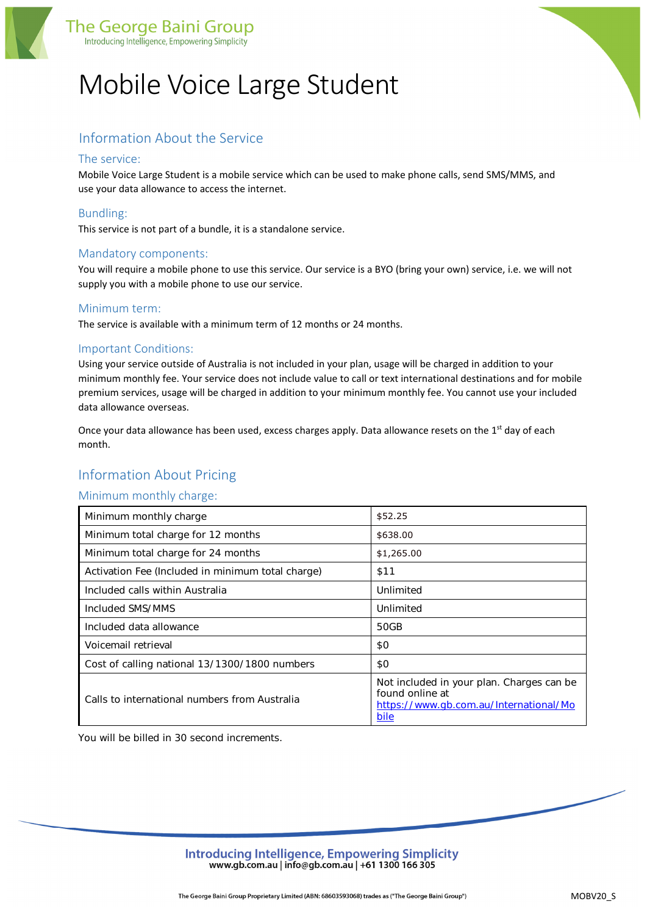# Mobile Voice Large Student

## Information About the Service

### The service:

Mobile Voice Large Student is a mobile service which can be used to make phone calls, send SMS/MMS, and use your data allowance to access the internet.

### Bundling:

This service is not part of a bundle, it is a standalone service.

### Mandatory components:

You will require a mobile phone to use this service. Our service is a BYO (bring your own) service, i.e. we will not supply you with a mobile phone to use our service.

### Minimum term:

The service is available with a minimum term of 12 months or 24 months.

### Important Conditions:

Using your service outside of Australia is not included in your plan, usage will be charged in addition to your minimum monthly fee. Your service does not include value to call or text international destinations and for mobile premium services, usage will be charged in addition to your minimum monthly fee. You cannot use your included data allowance overseas.

Once your data allowance has been used, excess charges apply. Data allowance resets on the 1st day of each month.

## Information About Pricing

### Minimum monthly charge:

| | |
|---|---|
| Minimum monthly charge | $52.25 |
| Minimum total charge for 12 months | $638.00 |
| Minimum total charge for 24 months | $1,265.00 |
| Activation Fee (Included in minimum total charge) | $11 |
| Included calls within Australia | Unlimited |
| Included SMS/MMS | Unlimited |
| Included data allowance | 50GB |
| Voicemail retrieval | $0 |
| Cost of calling national 13/1300/1800 numbers | $0 |
| Calls to international numbers from Australia | Not included in your plan. Charges can be found online at https://www.gb.com.au/International/Mobile |

You will be billed in 30 second increments.

**Introducing Intelligence, Empowering Simplicity**
www.gb.com.au | info@gb.com.au | +61 1300 166 305

The George Baini Group Proprietary Limited (ABN: 68603593068) trades as ("The George Baini Group")

MOBV20_S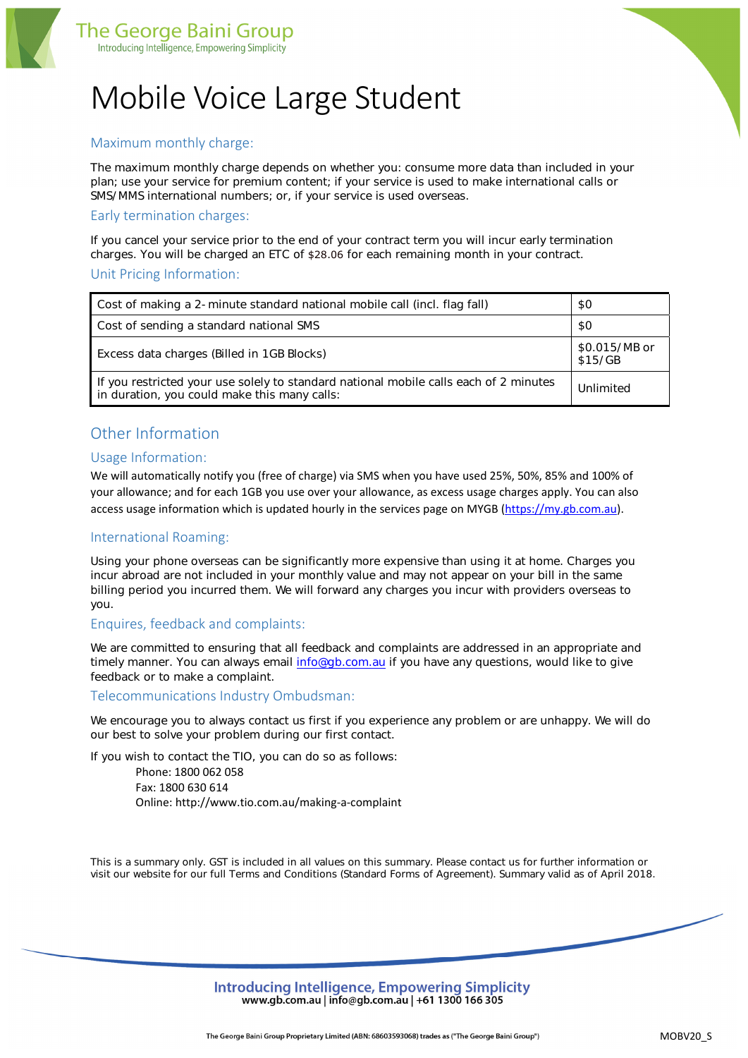# Mobile Voice Large Student

## Maximum monthly charge:

The maximum monthly charge depends on whether you: consume more data than included in your plan; use your service for premium content; if your service is used to make international calls or SMS/MMS international numbers; or, if your service is used overseas.

## Early termination charges:

If you cancel your service prior to the end of your contract term you will incur early termination charges. You will be charged an ETC of $28.06 for each remaining month in your contract.

## Unit Pricing Information:

| | |
|---|---|
| Cost of making a 2-minute standard national mobile call (incl. flag fall) | $0 |
| Cost of sending a standard national SMS | $0 |
| Excess data charges (Billed in 1GB Blocks) | $0.015/MB or $15/GB |
| If you restricted your use solely to standard national mobile calls each of 2 minutes in duration, you could make this many calls: | Unlimited |

# Other Information

## Usage Information:

We will automatically notify you (free of charge) via SMS when you have used 25%, 50%, 85% and 100% of your allowance; and for each 1GB you use over your allowance, as excess usage charges apply. You can also access usage information which is updated hourly in the services page on MYGB (https://my.gb.com.au).

## International Roaming:

Using your phone overseas can be significantly more expensive than using it at home. Charges you incur abroad are not included in your monthly value and may not appear on your bill in the same billing period you incurred them. We will forward any charges you incur with providers overseas to you.

## Enquires, feedback and complaints:

We are committed to ensuring that all feedback and complaints are addressed in an appropriate and timely manner. You can always email info@gb.com.au if you have any questions, would like to give feedback or to make a complaint.

## Telecommunications Industry Ombudsman:

We encourage you to always contact us first if you experience any problem or are unhappy. We will do our best to solve your problem during our first contact.

If you wish to contact the TIO, you can do so as follows:

Phone: 1800 062 058
Fax: 1800 630 614
Online: http://www.tio.com.au/making-a-complaint

This is a summary only. GST is included in all values on this summary. Please contact us for further information or visit our website for our full Terms and Conditions (Standard Forms of Agreement). Summary valid as of April 2018.